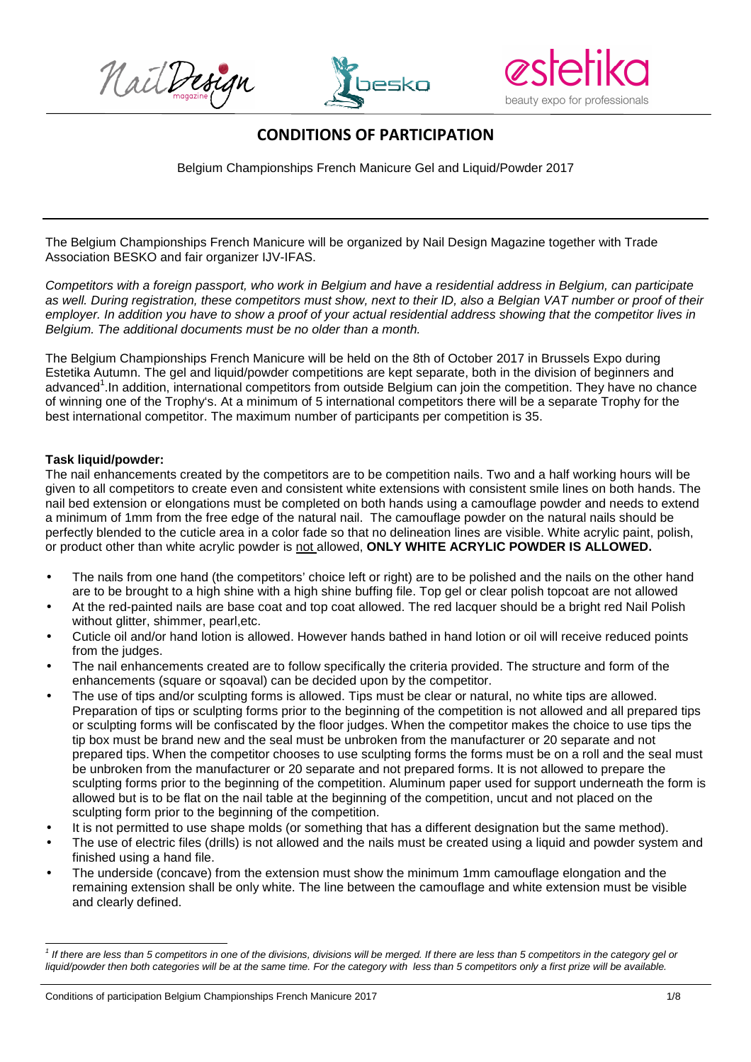# CONDITIONS OF PARTICIPATION

Belgium Championships French Manicure Gel and Liquid/Powder 2017

The Belgium Championships French Manicure will be organized by Nail Design Magazine together with Trade Association BESKO and fair organizer IJV-IFAS.

*Competitors with a foreign passport, who work in Belgium and have a residential address in Belgium, can participate as well. During registration, these competitors must show, next to their ID, also a Belgian VAT number or proof of their employer. In addition you have to show a proof of your actual residential address showing that the competitor lives in Belgium. The additional documents must be no older than a month.*

The Belgium Championships French Manicure will be held on the 8th of October 2017 in Brussels Expo during Estetika Autumn. The gel and liquid/powder competitions are kept separate, both in the division of beginners and advanced[1].In addition, international competitors from outside Belgium can join the competition. They have no chance of winning one of the Trophy's. At a minimum of 5 international competitors there will be a separate Trophy for the best international competitor. The maximum number of participants per competition is 35.

**Task liquid/powder:**

The nail enhancements created by the competitors are to be competition nails. Two and a half working hours will be given to all competitors to create even and consistent white extensions with consistent smile lines on both hands. The nail bed extension or elongations must be completed on both hands using a camouflage powder and needs to extend a minimum of 1mm from the free edge of the natural nail. The camouflage powder on the natural nails should be perfectly blended to the cuticle area in a color fade so that no delineation lines are visible. White acrylic paint, polish, or product other than white acrylic powder is <u>not</u> allowed, **ONLY WHITE ACRYLIC POWDER IS ALLOWED.**

- The nails from one hand (the competitors' choice left or right) are to be polished and the nails on the other hand are to be brought to a high shine with a high shine buffing file. Top gel or clear polish topcoat are not allowed
- At the red-painted nails are base coat and top coat allowed. The red lacquer should be a bright red Nail Polish without glitter, shimmer, pearl,etc.
- Cuticle oil and/or hand lotion is allowed. However hands bathed in hand lotion or oil will receive reduced points from the judges.
- The nail enhancements created are to follow specifically the criteria provided. The structure and form of the enhancements (square or sqoaval) can be decided upon by the competitor.
- The use of tips and/or sculpting forms is allowed. Tips must be clear or natural, no white tips are allowed. Preparation of tips or sculpting forms prior to the beginning of the competition is not allowed and all prepared tips or sculpting forms will be confiscated by the floor judges. When the competitor makes the choice to use tips the tip box must be brand new and the seal must be unbroken from the manufacturer or 20 separate and not prepared tips. When the competitor chooses to use sculpting forms the forms must be on a roll and the seal must be unbroken from the manufacturer or 20 separate and not prepared forms. It is not allowed to prepare the sculpting forms prior to the beginning of the competition. Aluminum paper used for support underneath the form is allowed but is to be flat on the nail table at the beginning of the competition, uncut and not placed on the sculpting form prior to the beginning of the competition.
- It is not permitted to use shape molds (or something that has a different designation but the same method).
- The use of electric files (drills) is not allowed and the nails must be created using a liquid and powder system and finished using a hand file.
- The underside (concave) from the extension must show the minimum 1mm camouflage elongation and the remaining extension shall be only white. The line between the camouflage and white extension must be visible and clearly defined.

---

[1] *If there are less than 5 competitors in one of the divisions, divisions will be merged. If there are less than 5 competitors in the category gel or liquid/powder then both categories will be at the same time. For the category with less than 5 competitors only a first prize will be available.*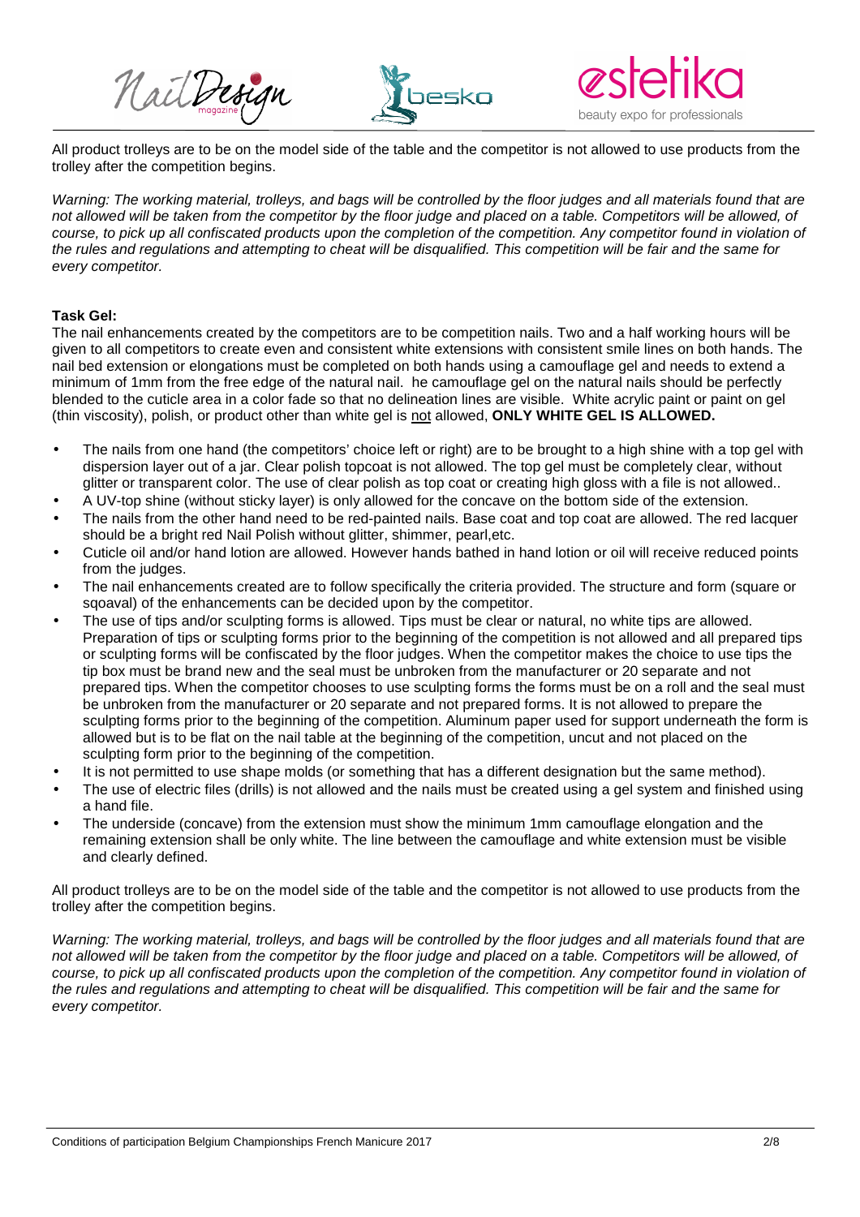All product trolleys are to be on the model side of the table and the competitor is not allowed to use products from the trolley after the competition begins.

*Warning: The working material, trolleys, and bags will be controlled by the floor judges and all materials found that are not allowed will be taken from the competitor by the floor judge and placed on a table. Competitors will be allowed, of course, to pick up all confiscated products upon the completion of the competition. Any competitor found in violation of the rules and regulations and attempting to cheat will be disqualified. This competition will be fair and the same for every competitor.*

**Task Gel:**

The nail enhancements created by the competitors are to be competition nails. Two and a half working hours will be given to all competitors to create even and consistent white extensions with consistent smile lines on both hands. The nail bed extension or elongations must be completed on both hands using a camouflage gel and needs to extend a minimum of 1mm from the free edge of the natural nail. he camouflage gel on the natural nails should be perfectly blended to the cuticle area in a color fade so that no delineation lines are visible. White acrylic paint or paint on gel (thin viscosity), polish, or product other than white gel is <u>not</u> allowed, **ONLY WHITE GEL IS ALLOWED.**

- The nails from one hand (the competitors' choice left or right) are to be brought to a high shine with a top gel with dispersion layer out of a jar. Clear polish topcoat is not allowed. The top gel must be completely clear, without glitter or transparent color. The use of clear polish as top coat or creating high gloss with a file is not allowed..
- A UV-top shine (without sticky layer) is only allowed for the concave on the bottom side of the extension.
- The nails from the other hand need to be red-painted nails. Base coat and top coat are allowed. The red lacquer should be a bright red Nail Polish without glitter, shimmer, pearl,etc.
- Cuticle oil and/or hand lotion are allowed. However hands bathed in hand lotion or oil will receive reduced points from the judges.
- The nail enhancements created are to follow specifically the criteria provided. The structure and form (square or sqoaval) of the enhancements can be decided upon by the competitor.
- The use of tips and/or sculpting forms is allowed. Tips must be clear or natural, no white tips are allowed. Preparation of tips or sculpting forms prior to the beginning of the competition is not allowed and all prepared tips or sculpting forms will be confiscated by the floor judges. When the competitor makes the choice to use tips the tip box must be brand new and the seal must be unbroken from the manufacturer or 20 separate and not prepared tips. When the competitor chooses to use sculpting forms the forms must be on a roll and the seal must be unbroken from the manufacturer or 20 separate and not prepared forms. It is not allowed to prepare the sculpting forms prior to the beginning of the competition. Aluminum paper used for support underneath the form is allowed but is to be flat on the nail table at the beginning of the competition, uncut and not placed on the sculpting form prior to the beginning of the competition.
- It is not permitted to use shape molds (or something that has a different designation but the same method).
- The use of electric files (drills) is not allowed and the nails must be created using a gel system and finished using a hand file.
- The underside (concave) from the extension must show the minimum 1mm camouflage elongation and the remaining extension shall be only white. The line between the camouflage and white extension must be visible and clearly defined.

All product trolleys are to be on the model side of the table and the competitor is not allowed to use products from the trolley after the competition begins.

*Warning: The working material, trolleys, and bags will be controlled by the floor judges and all materials found that are not allowed will be taken from the competitor by the floor judge and placed on a table. Competitors will be allowed, of course, to pick up all confiscated products upon the completion of the competition. Any competitor found in violation of the rules and regulations and attempting to cheat will be disqualified. This competition will be fair and the same for every competitor.*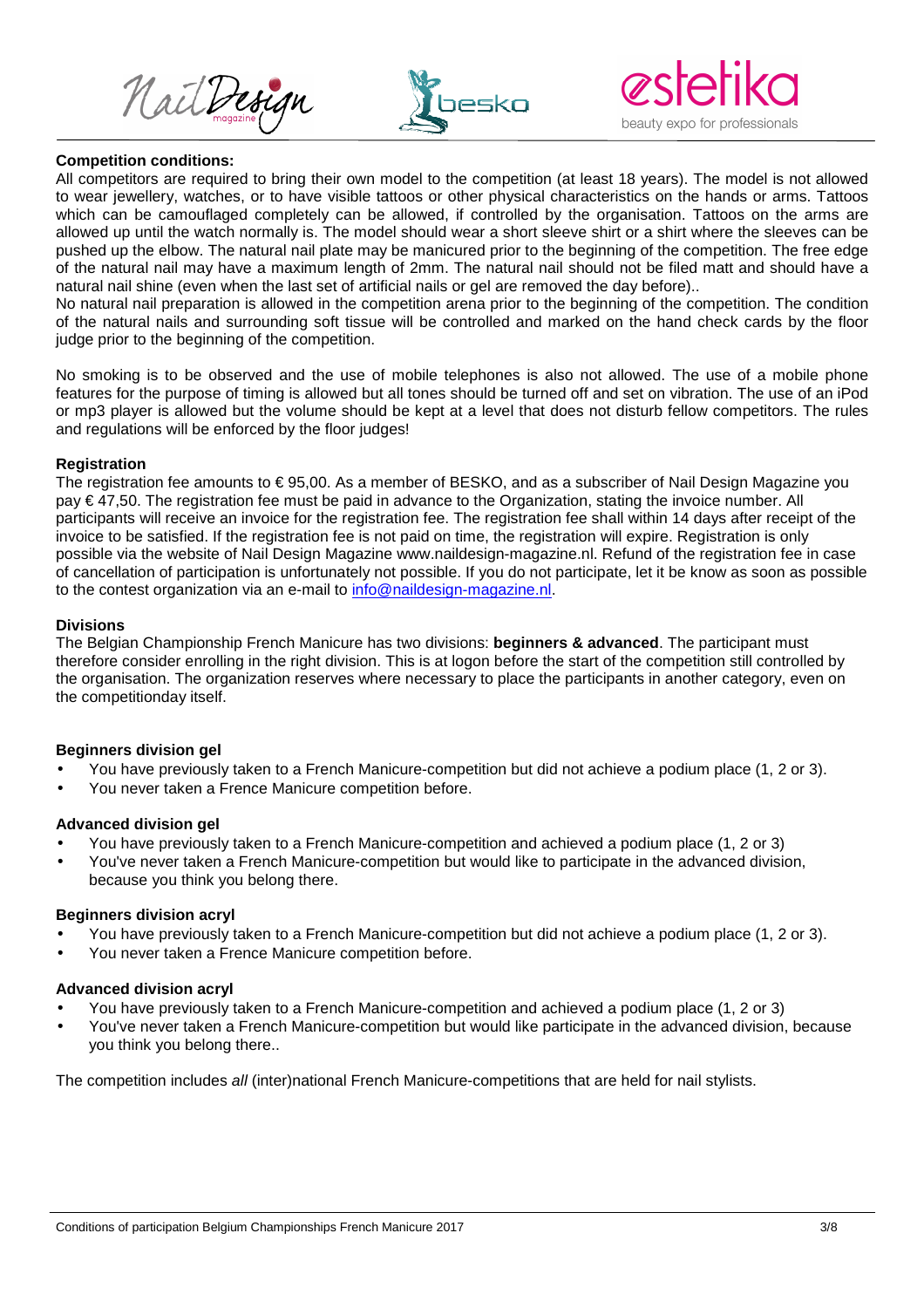**Competition conditions:**

All competitors are required to bring their own model to the competition (at least 18 years). The model is not allowed to wear jewellery, watches, or to have visible tattoos or other physical characteristics on the hands or arms. Tattoos which can be camouflaged completely can be allowed, if controlled by the organisation. Tattoos on the arms are allowed up until the watch normally is. The model should wear a short sleeve shirt or a shirt where the sleeves can be pushed up the elbow. The natural nail plate may be manicured prior to the beginning of the competition. The free edge of the natural nail may have a maximum length of 2mm. The natural nail should not be filed matt and should have a natural nail shine (even when the last set of artificial nails or gel are removed the day before)..

No natural nail preparation is allowed in the competition arena prior to the beginning of the competition. The condition of the natural nails and surrounding soft tissue will be controlled and marked on the hand check cards by the floor judge prior to the beginning of the competition.

No smoking is to be observed and the use of mobile telephones is also not allowed. The use of a mobile phone features for the purpose of timing is allowed but all tones should be turned off and set on vibration. The use of an iPod or mp3 player is allowed but the volume should be kept at a level that does not disturb fellow competitors. The rules and regulations will be enforced by the floor judges!

**Registration**

The registration fee amounts to € 95,00. As a member of BESKO, and as a subscriber of Nail Design Magazine you pay € 47,50. The registration fee must be paid in advance to the Organization, stating the invoice number. All participants will receive an invoice for the registration fee. The registration fee shall within 14 days after receipt of the invoice to be satisfied. If the registration fee is not paid on time, the registration will expire. Registration is only possible via the website of Nail Design Magazine www.naildesign-magazine.nl. Refund of the registration fee in case of cancellation of participation is unfortunately not possible. If you do not participate, let it be know as soon as possible to the contest organization via an e-mail to info@naildesign-magazine.nl.

**Divisions**

The Belgian Championship French Manicure has two divisions: **beginners & advanced**. The participant must therefore consider enrolling in the right division. This is at logon before the start of the competition still controlled by the organisation. The organization reserves where necessary to place the participants in another category, even on the competitionday itself.

**Beginners division gel**

- You have previously taken to a French Manicure-competition but did not achieve a podium place (1, 2 or 3).
- You never taken a Frence Manicure competition before.

**Advanced division gel**

- You have previously taken to a French Manicure-competition and achieved a podium place (1, 2 or 3)
- You've never taken a French Manicure-competition but would like to participate in the advanced division, because you think you belong there.

**Beginners division acryl**

- You have previously taken to a French Manicure-competition but did not achieve a podium place (1, 2 or 3).
- You never taken a Frence Manicure competition before.

**Advanced division acryl**

- You have previously taken to a French Manicure-competition and achieved a podium place (1, 2 or 3)
- You've never taken a French Manicure-competition but would like participate in the advanced division, because you think you belong there..

The competition includes *all* (inter)national French Manicure-competitions that are held for nail stylists.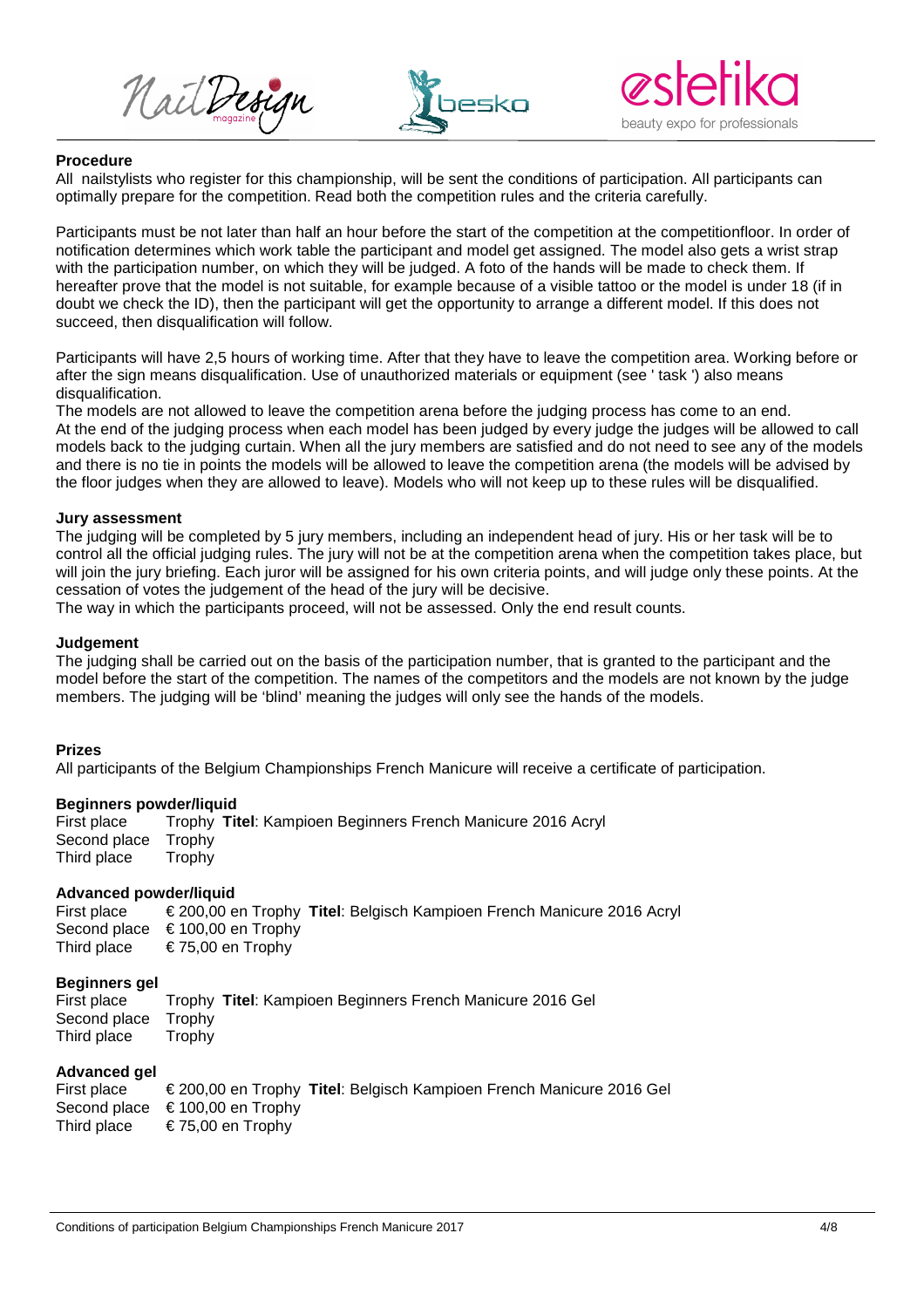## Procedure

All nailstylists who register for this championship, will be sent the conditions of participation. All participants can optimally prepare for the competition. Read both the competition rules and the criteria carefully.

Participants must be not later than half an hour before the start of the competition at the competitionfloor. In order of notification determines which work table the participant and model get assigned. The model also gets a wrist strap with the participation number, on which they will be judged. A foto of the hands will be made to check them. If hereafter prove that the model is not suitable, for example because of a visible tattoo or the model is under 18 (if in doubt we check the ID), then the participant will get the opportunity to arrange a different model. If this does not succeed, then disqualification will follow.

Participants will have 2,5 hours of working time. After that they have to leave the competition area. Working before or after the sign means disqualification. Use of unauthorized materials or equipment (see ' task ') also means disqualification.
The models are not allowed to leave the competition arena before the judging process has come to an end.
At the end of the judging process when each model has been judged by every judge the judges will be allowed to call models back to the judging curtain. When all the jury members are satisfied and do not need to see any of the models and there is no tie in points the models will be allowed to leave the competition arena (the models will be advised by the floor judges when they are allowed to leave). Models who will not keep up to these rules will be disqualified.

## Jury assessment

The judging will be completed by 5 jury members, including an independent head of jury. His or her task will be to control all the official judging rules. The jury will not be at the competition arena when the competition takes place, but will join the jury briefing. Each juror will be assigned for his own criteria points, and will judge only these points. At the cessation of votes the judgement of the head of the jury will be decisive.
The way in which the participants proceed, will not be assessed. Only the end result counts.

## Judgement

The judging shall be carried out on the basis of the participation number, that is granted to the participant and the model before the start of the competition. The names of the competitors and the models are not known by the judge members. The judging will be 'blind' meaning the judges will only see the hands of the models.

## Prizes

All participants of the Belgium Championships French Manicure will receive a certificate of participation.

### Beginners powder/liquid

First place Trophy **Titel**: Kampioen Beginners French Manicure 2016 Acryl
Second place Trophy
Third place Trophy

### Advanced powder/liquid

First place € 200,00 en Trophy **Titel**: Belgisch Kampioen French Manicure 2016 Acryl
Second place € 100,00 en Trophy
Third place € 75,00 en Trophy

### Beginners gel

First place Trophy **Titel**: Kampioen Beginners French Manicure 2016 Gel
Second place Trophy
Third place Trophy

### Advanced gel

First place € 200,00 en Trophy **Titel**: Belgisch Kampioen French Manicure 2016 Gel
Second place € 100,00 en Trophy
Third place € 75,00 en Trophy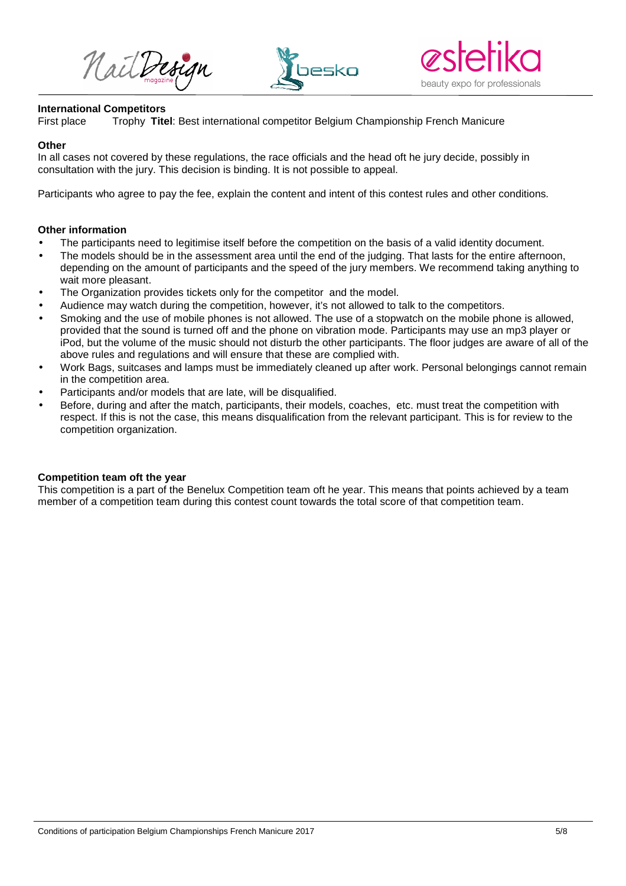**International Competitors**

First place Trophy **Titel**: Best international competitor Belgium Championship French Manicure

**Other**

In all cases not covered by these regulations, the race officials and the head oft he jury decide, possibly in consultation with the jury. This decision is binding. It is not possible to appeal.

Participants who agree to pay the fee, explain the content and intent of this contest rules and other conditions.

**Other information**

- The participants need to legitimise itself before the competition on the basis of a valid identity document.
- The models should be in the assessment area until the end of the judging. That lasts for the entire afternoon, depending on the amount of participants and the speed of the jury members. We recommend taking anything to wait more pleasant.
- The Organization provides tickets only for the competitor and the model.
- Audience may watch during the competition, however, it's not allowed to talk to the competitors.
- Smoking and the use of mobile phones is not allowed. The use of a stopwatch on the mobile phone is allowed, provided that the sound is turned off and the phone on vibration mode. Participants may use an mp3 player or iPod, but the volume of the music should not disturb the other participants. The floor judges are aware of all of the above rules and regulations and will ensure that these are complied with.
- Work Bags, suitcases and lamps must be immediately cleaned up after work. Personal belongings cannot remain in the competition area.
- Participants and/or models that are late, will be disqualified.
- Before, during and after the match, participants, their models, coaches, etc. must treat the competition with respect. If this is not the case, this means disqualification from the relevant participant. This is for review to the competition organization.

**Competition team oft the year**

This competition is a part of the Benelux Competition team oft he year. This means that points achieved by a team member of a competition team during this contest count towards the total score of that competition team.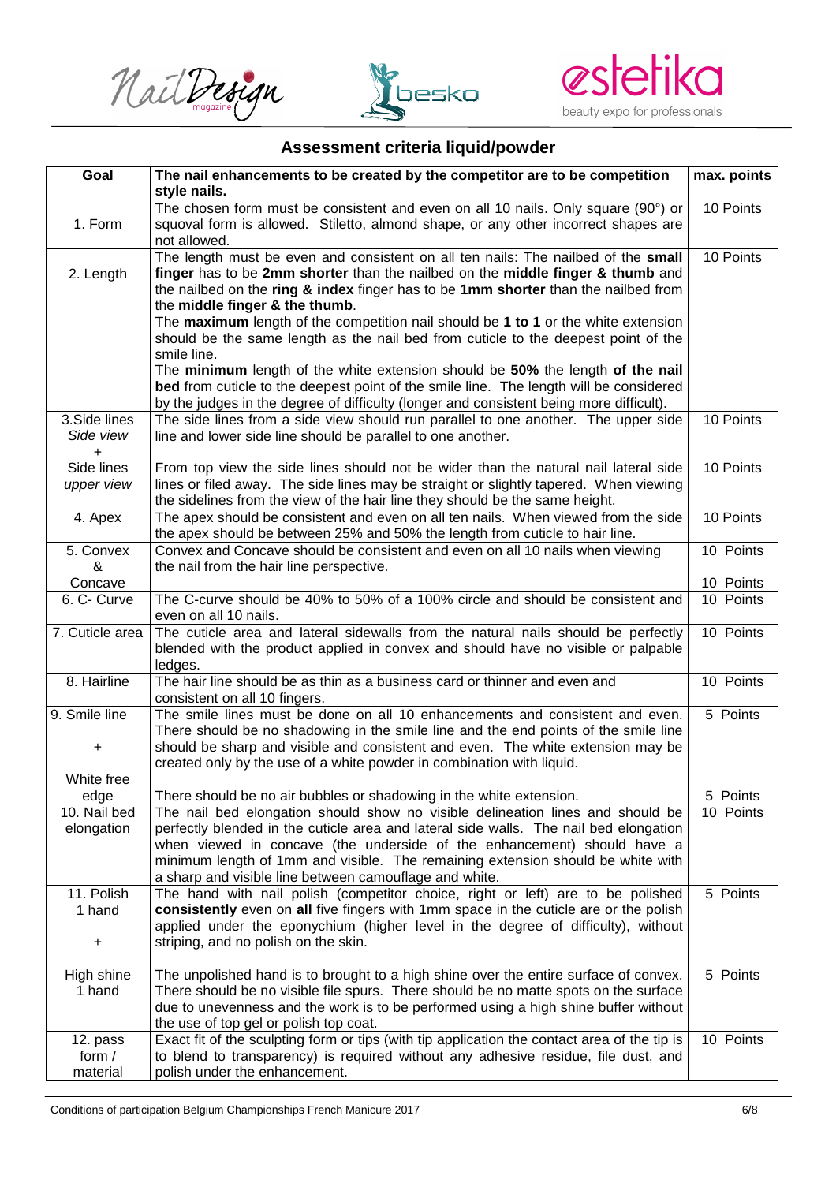## Assessment criteria liquid/powder

| Goal | The nail enhancements to be created by the competitor are to be competition style nails. | max. points |
|---|---|---|
| 1. Form | The chosen form must be consistent and even on all 10 nails. Only square (90°) or squoval form is allowed. Stiletto, almond shape, or any other incorrect shapes are not allowed. | 10 Points |
| 2. Length | The length must be even and consistent on all ten nails: The nailbed of the **small finger** has to be **2mm shorter** than the nailbed on the **middle finger & thumb** and the nailbed on the **ring & index** finger has to be **1mm shorter** than the nailbed from the **middle finger & the thumb**.<br>The **maximum** length of the competition nail should be **1 to 1** or the white extension should be the same length as the nail bed from cuticle to the deepest point of the smile line.<br>The **minimum** length of the white extension should be **50%** the length **of the nail bed** from cuticle to the deepest point of the smile line. The length will be considered by the judges in the degree of difficulty (longer and consistent being more difficult). | 10 Points |
| 3.Side lines *Side view* + | The side lines from a side view should run parallel to one another. The upper side line and lower side line should be parallel to one another. | 10 Points |
| Side lines *upper view* | From top view the side lines should not be wider than the natural nail lateral side lines or filed away. The side lines may be straight or slightly tapered. When viewing the sidelines from the view of the hair line they should be the same height. | 10 Points |
| 4. Apex | The apex should be consistent and even on all ten nails. When viewed from the side the apex should be between 25% and 50% the length from cuticle to hair line. | 10 Points |
| 5. Convex & Concave | Convex and Concave should be consistent and even on all 10 nails when viewing the nail from the hair line perspective. | 10 Points<br>10 Points |
| 6. C- Curve | The C-curve should be 40% to 50% of a 100% circle and should be consistent and even on all 10 nails. | 10 Points |
| 7. Cuticle area | The cuticle area and lateral sidewalls from the natural nails should be perfectly blended with the product applied in convex and should have no visible or palpable ledges. | 10 Points |
| 8. Hairline | The hair line should be as thin as a business card or thinner and even and consistent on all 10 fingers. | 10 Points |
| 9. Smile line<br>+ | The smile lines must be done on all 10 enhancements and consistent and even. There should be no shadowing in the smile line and the end points of the smile line should be sharp and visible and consistent and even. The white extension may be created only by the use of a white powder in combination with liquid. | 5 Points |
| White free edge | There should be no air bubbles or shadowing in the white extension. | 5 Points |
| 10. Nail bed elongation | The nail bed elongation should show no visible delineation lines and should be perfectly blended in the cuticle area and lateral side walls. The nail bed elongation when viewed in concave (the underside of the enhancement) should have a minimum length of 1mm and visible. The remaining extension should be white with a sharp and visible line between camouflage and white. | 10 Points |
| 11. Polish 1 hand<br>+ | The hand with nail polish (competitor choice, right or left) are to be polished **consistently** even on **all** five fingers with 1mm space in the cuticle are or the polish applied under the eponychium (higher level in the degree of difficulty), without striping, and no polish on the skin. | 5 Points |
| High shine 1 hand | The unpolished hand is to brought to a high shine over the entire surface of convex. There should be no visible file spurs. There should be no matte spots on the surface due to unevenness and the work is to be performed using a high shine buffer without the use of top gel or polish top coat. | 5 Points |
| 12. pass form / material | Exact fit of the sculpting form or tips (with tip application the contact area of the tip is to blend to transparency) is required without any adhesive residue, file dust, and polish under the enhancement. | 10 Points |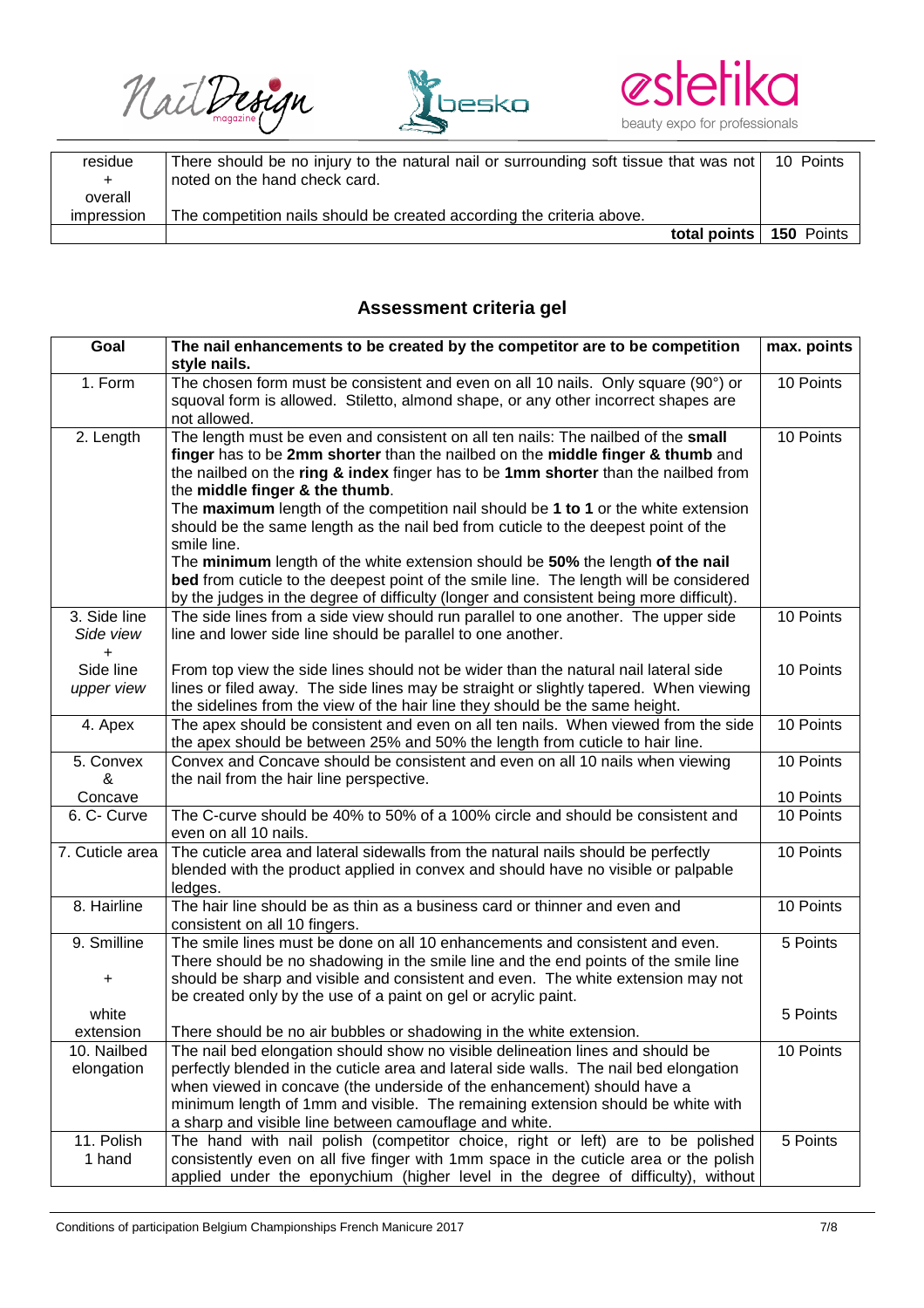| residue + overall impression | There should be no injury to the natural nail or surrounding soft tissue that was not noted on the hand check card.<br><br>The competition nails should be created according the criteria above. | 10 Points |
|---|---|---|
| | **total points** | **150** Points |

## Assessment criteria gel

| Goal | The nail enhancements to be created by the competitor are to be competition style nails. | max. points |
|---|---|---|
| 1. Form | The chosen form must be consistent and even on all 10 nails. Only square (90°) or squoval form is allowed. Stiletto, almond shape, or any other incorrect shapes are not allowed. | 10 Points |
| 2. Length | The length must be even and consistent on all ten nails: The nailbed of the **small finger** has to be **2mm shorter** than the nailbed on the **middle finger & thumb** and the nailbed on the **ring & index** finger has to be **1mm shorter** than the nailbed from the **middle finger & the thumb**.<br>The **maximum** length of the competition nail should be **1 to 1** or the white extension should be the same length as the nail bed from cuticle to the deepest point of the smile line.<br>The **minimum** length of the white extension should be **50%** the length **of the nail bed** from cuticle to the deepest point of the smile line. The length will be considered by the judges in the degree of difficulty (longer and consistent being more difficult). | 10 Points |
| 3. Side line *Side view* + Side line *upper view* | The side lines from a side view should run parallel to one another. The upper side line and lower side line should be parallel to one another.<br><br>From top view the side lines should not be wider than the natural nail lateral side lines or filed away. The side lines may be straight or slightly tapered. When viewing the sidelines from the view of the hair line they should be the same height. | 10 Points<br><br>10 Points |
| 4. Apex | The apex should be consistent and even on all ten nails. When viewed from the side the apex should be between 25% and 50% the length from cuticle to hair line. | 10 Points |
| 5. Convex & Concave | Convex and Concave should be consistent and even on all 10 nails when viewing the nail from the hair line perspective. | 10 Points<br><br>10 Points |
| 6. C- Curve | The C-curve should be 40% to 50% of a 100% circle and should be consistent and even on all 10 nails. | 10 Points |
| 7. Cuticle area | The cuticle area and lateral sidewalls from the natural nails should be perfectly blended with the product applied in convex and should have no visible or palpable ledges. | 10 Points |
| 8. Hairline | The hair line should be as thin as a business card or thinner and even and consistent on all 10 fingers. | 10 Points |
| 9. Smilline + white extension | The smile lines must be done on all 10 enhancements and consistent and even. There should be no shadowing in the smile line and the end points of the smile line should be sharp and visible and consistent and even. The white extension may not be created only by the use of a paint on gel or acrylic paint.<br><br>There should be no air bubbles or shadowing in the white extension. | 5 Points<br><br>5 Points |
| 10. Nailbed elongation | The nail bed elongation should show no visible delineation lines and should be perfectly blended in the cuticle area and lateral side walls. The nail bed elongation when viewed in concave (the underside of the enhancement) should have a minimum length of 1mm and visible. The remaining extension should be white with a sharp and visible line between camouflage and white. | 10 Points |
| 11. Polish 1 hand | The hand with nail polish (competitor choice, right or left) are to be polished consistently even on all five finger with 1mm space in the cuticle area or the polish applied under the eponychium (higher level in the degree of difficulty), without | 5 Points |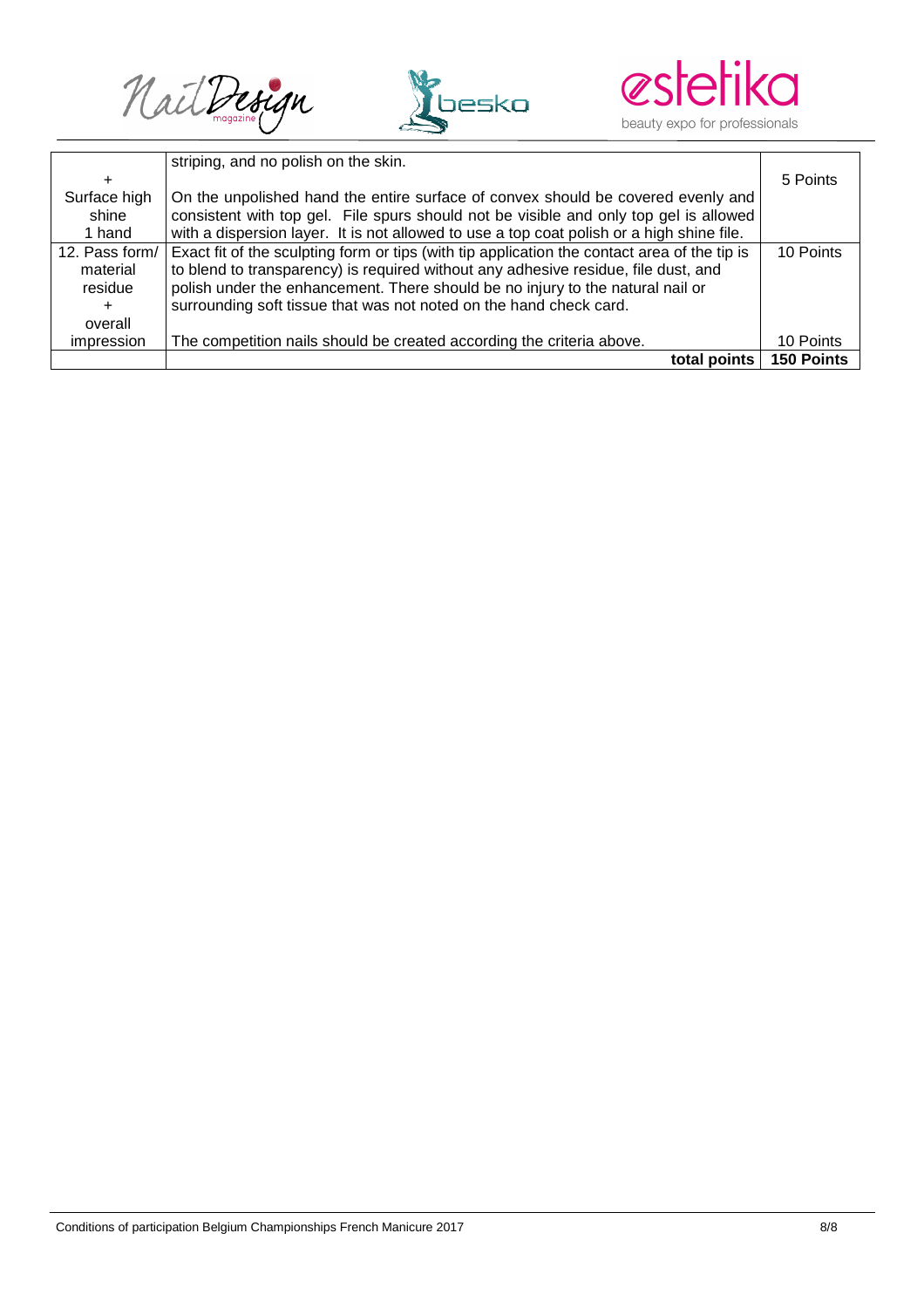| | | |
|---|---|---|
| + <br> Surface high shine <br> 1 hand | striping, and no polish on the skin. <br> On the unpolished hand the entire surface of convex should be covered evenly and consistent with top gel. File spurs should not be visible and only top gel is allowed with a dispersion layer. It is not allowed to use a top coat polish or a high shine file. | 5 Points |
| 12. Pass form/ material residue | Exact fit of the sculpting form or tips (with tip application the contact area of the tip is to blend to transparency) is required without any adhesive residue, file dust, and polish under the enhancement. There should be no injury to the natural nail or surrounding soft tissue that was not noted on the hand check card. | 10 Points |
| + <br> overall impression | The competition nails should be created according the criteria above. | 10 Points |
| | **total points** | **150 Points** |